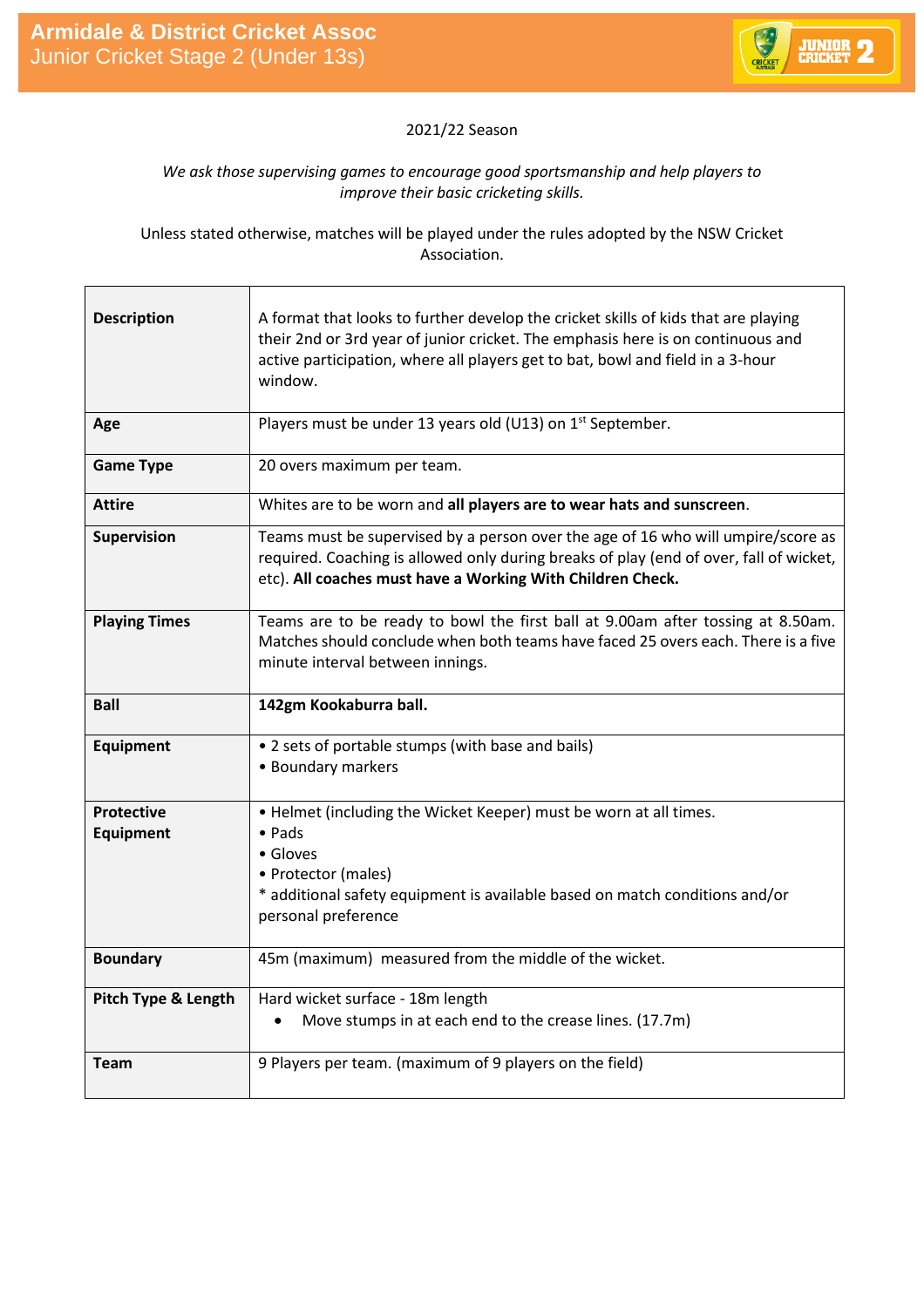# Armidale & District Cricket Assoc
## Junior Cricket Stage 2 (Under 13s)

2021/22 Season

*We ask those supervising games to encourage good sportsmanship and help players to improve their basic cricketing skills.*

Unless stated otherwise, matches will be played under the rules adopted by the NSW Cricket Association.

| | |
|---|---|
| **Description** | A format that looks to further develop the cricket skills of kids that are playing their 2nd or 3rd year of junior cricket. The emphasis here is on continuous and active participation, where all players get to bat, bowl and field in a 3-hour window. |
| **Age** | Players must be under 13 years old (U13) on 1st September. |
| **Game Type** | 20 overs maximum per team. |
| **Attire** | Whites are to be worn and **all players are to wear hats and sunscreen**. |
| **Supervision** | Teams must be supervised by a person over the age of 16 who will umpire/score as required. Coaching is allowed only during breaks of play (end of over, fall of wicket, etc). **All coaches must have a Working With Children Check.** |
| **Playing Times** | Teams are to be ready to bowl the first ball at 9.00am after tossing at 8.50am. Matches should conclude when both teams have faced 25 overs each. There is a five minute interval between innings. |
| **Ball** | **142gm Kookaburra ball.** |
| **Equipment** | • 2 sets of portable stumps (with base and bails)<br>• Boundary markers |
| **Protective Equipment** | • Helmet (including the Wicket Keeper) must be worn at all times.<br>• Pads<br>• Gloves<br>• Protector (males)<br>* additional safety equipment is available based on match conditions and/or personal preference |
| **Boundary** | 45m (maximum) measured from the middle of the wicket. |
| **Pitch Type & Length** | Hard wicket surface - 18m length<br>• Move stumps in at each end to the crease lines. (17.7m) |
| **Team** | 9 Players per team. (maximum of 9 players on the field) |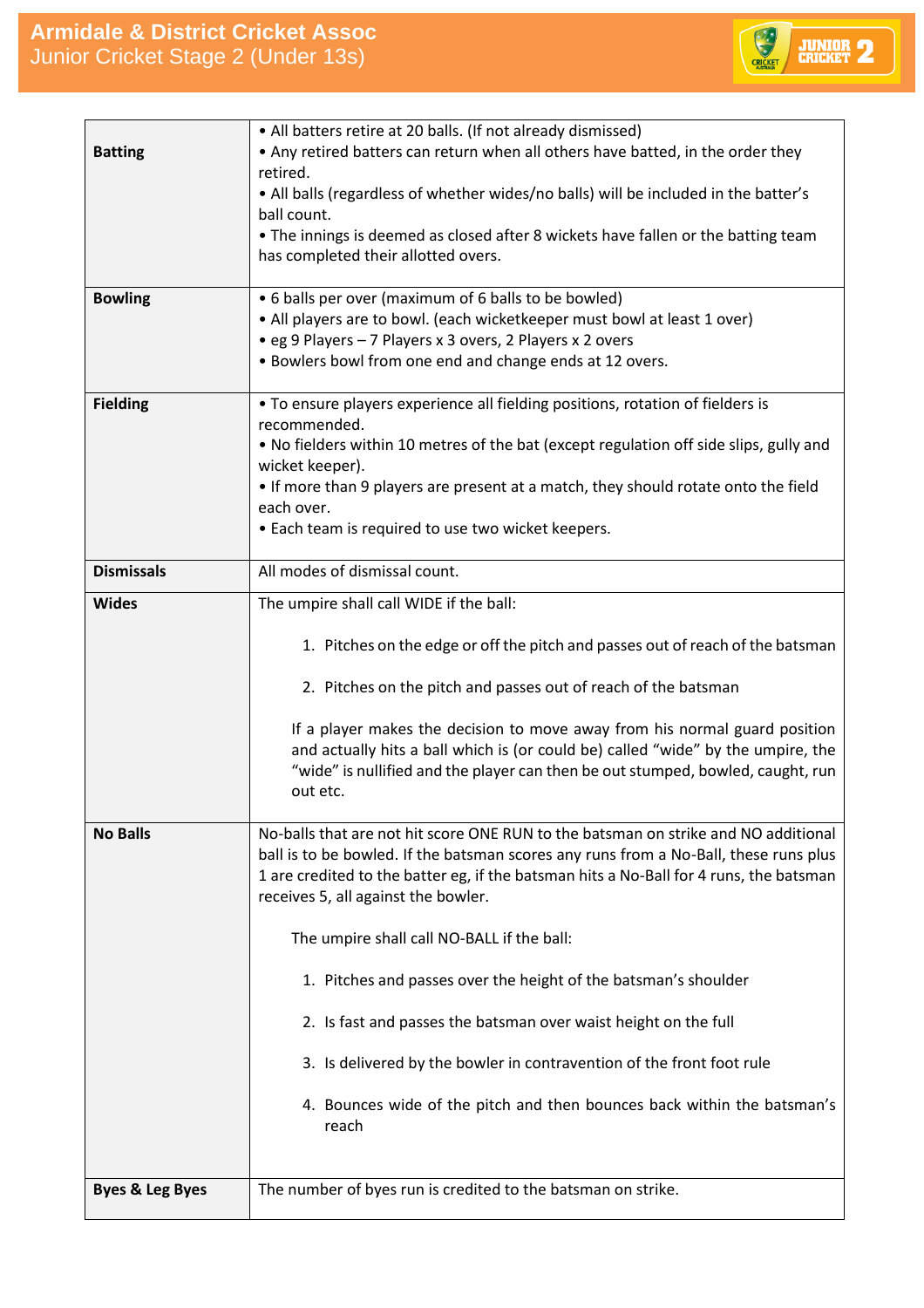# Armidale & District Cricket Assoc

## Junior Cricket Stage 2 (Under 13s)

| | |
|---|---|
| **Batting** | • All batters retire at 20 balls. (If not already dismissed)<br>• Any retired batters can return when all others have batted, in the order they retired.<br>• All balls (regardless of whether wides/no balls) will be included in the batter's ball count.<br>• The innings is deemed as closed after 8 wickets have fallen or the batting team has completed their allotted overs. |
| **Bowling** | • 6 balls per over (maximum of 6 balls to be bowled)<br>• All players are to bowl. (each wicketkeeper must bowl at least 1 over)<br>• eg 9 Players – 7 Players x 3 overs, 2 Players x 2 overs<br>• Bowlers bowl from one end and change ends at 12 overs. |
| **Fielding** | • To ensure players experience all fielding positions, rotation of fielders is recommended.<br>• No fielders within 10 metres of the bat (except regulation off side slips, gully and wicket keeper).<br>• If more than 9 players are present at a match, they should rotate onto the field each over.<br>• Each team is required to use two wicket keepers. |
| **Dismissals** | All modes of dismissal count. |
| **Wides** | The umpire shall call WIDE if the ball:<br>1. Pitches on the edge or off the pitch and passes out of reach of the batsman<br>2. Pitches on the pitch and passes out of reach of the batsman<br><br>If a player makes the decision to move away from his normal guard position and actually hits a ball which is (or could be) called "wide" by the umpire, the "wide" is nullified and the player can then be out stumped, bowled, caught, run out etc. |
| **No Balls** | No-balls that are not hit score ONE RUN to the batsman on strike and NO additional ball is to be bowled. If the batsman scores any runs from a No-Ball, these runs plus 1 are credited to the batter eg, if the batsman hits a No-Ball for 4 runs, the batsman receives 5, all against the bowler.<br><br>The umpire shall call NO-BALL if the ball:<br>1. Pitches and passes over the height of the batsman's shoulder<br>2. Is fast and passes the batsman over waist height on the full<br>3. Is delivered by the bowler in contravention of the front foot rule<br>4. Bounces wide of the pitch and then bounces back within the batsman's reach |
| **Byes & Leg Byes** | The number of byes run is credited to the batsman on strike. |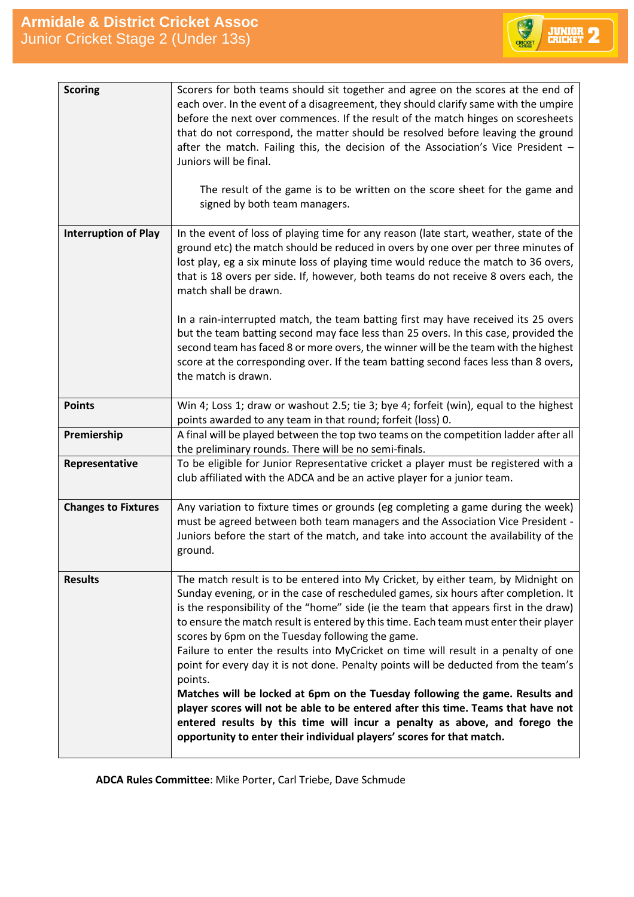| | |
|---|---|
| **Scoring** | Scorers for both teams should sit together and agree on the scores at the end of each over. In the event of a disagreement, they should clarify same with the umpire before the next over commences. If the result of the match hinges on scoresheets that do not correspond, the matter should be resolved before leaving the ground after the match. Failing this, the decision of the Association's Vice President – Juniors will be final.<br><br>The result of the game is to be written on the score sheet for the game and signed by both team managers. |
| **Interruption of Play** | In the event of loss of playing time for any reason (late start, weather, state of the ground etc) the match should be reduced in overs by one over per three minutes of lost play, eg a six minute loss of playing time would reduce the match to 36 overs, that is 18 overs per side. If, however, both teams do not receive 8 overs each, the match shall be drawn.<br><br>In a rain-interrupted match, the team batting first may have received its 25 overs but the team batting second may face less than 25 overs. In this case, provided the second team has faced 8 or more overs, the winner will be the team with the highest score at the corresponding over. If the team batting second faces less than 8 overs, the match is drawn. |
| **Points** | Win 4; Loss 1; draw or washout 2.5; tie 3; bye 4; forfeit (win), equal to the highest points awarded to any team in that round; forfeit (loss) 0. |
| **Premiership** | A final will be played between the top two teams on the competition ladder after all the preliminary rounds. There will be no semi-finals. |
| **Representative** | To be eligible for Junior Representative cricket a player must be registered with a club affiliated with the ADCA and be an active player for a junior team. |
| **Changes to Fixtures** | Any variation to fixture times or grounds (eg completing a game during the week) must be agreed between both team managers and the Association Vice President - Juniors before the start of the match, and take into account the availability of the ground. |
| **Results** | The match result is to be entered into My Cricket, by either team, by Midnight on Sunday evening, or in the case of rescheduled games, six hours after completion. It is the responsibility of the "home" side (ie the team that appears first in the draw) to ensure the match result is entered by this time. Each team must enter their player scores by 6pm on the Tuesday following the game.<br>Failure to enter the results into MyCricket on time will result in a penalty of one point for every day it is not done. Penalty points will be deducted from the team's points.<br>**Matches will be locked at 6pm on the Tuesday following the game. Results and player scores will not be able to be entered after this time. Teams that have not entered results by this time will incur a penalty as above, and forego the opportunity to enter their individual players' scores for that match.** |

**ADCA Rules Committee**: Mike Porter, Carl Triebe, Dave Schmude